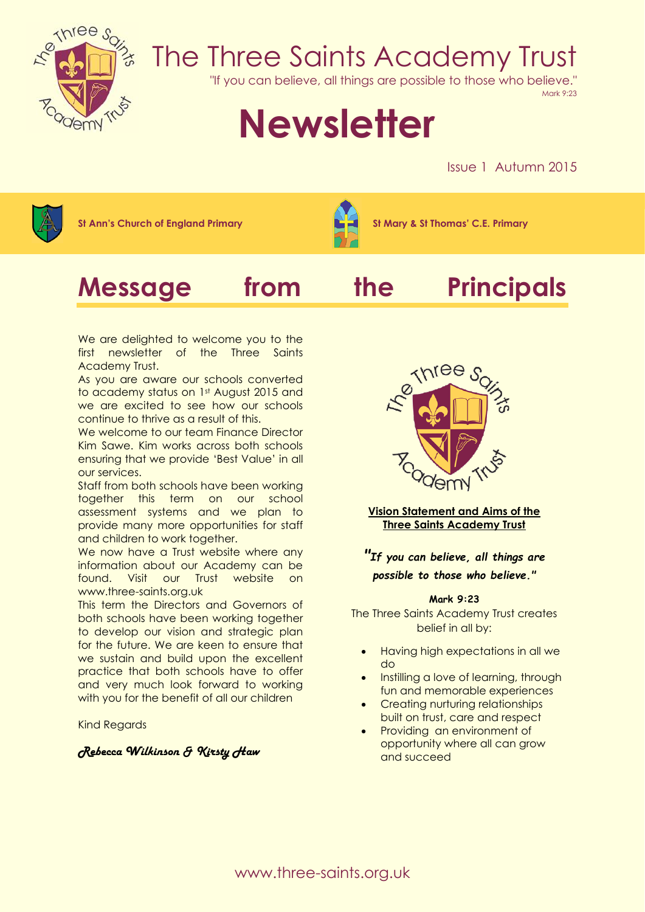# The Three Saints Academy Trust

"If you can believe, all things are possible to those who believe."
Mark 9:23

# Newsletter

Issue 1 Autumn 2015

**St Ann's Church of England Primary** **St Mary & St Thomas' C.E. Primary**

## Message from the Principals

We are delighted to welcome you to the first newsletter of the Three Saints Academy Trust.

As you are aware our schools converted to academy status on 1st August 2015 and we are excited to see how our schools continue to thrive as a result of this.

We welcome to our team Finance Director Kim Sawe. Kim works across both schools ensuring that we provide 'Best Value' in all our services.

Staff from both schools have been working together this term on our school assessment systems and we plan to provide many more opportunities for staff and children to work together.

We now have a Trust website where any information about our Academy can be found. Visit our Trust website on www.three-saints.org.uk

This term the Directors and Governors of both schools have been working together to develop our vision and strategic plan for the future. We are keen to ensure that we sustain and build upon the excellent practice that both schools have to offer and very much look forward to working with you for the benefit of all our children

Kind Regards

*Rebecca Wilkinson & Kirsty Haw*

**Vision Statement and Aims of the Three Saints Academy Trust**

***"If you can believe, all things are possible to those who believe."***

**Mark 9:23**

The Three Saints Academy Trust creates belief in all by:

- Having high expectations in all we do
- Instilling a love of learning, through fun and memorable experiences
- Creating nurturing relationships built on trust, care and respect
- Providing an environment of opportunity where all can grow and succeed

www.three-saints.org.uk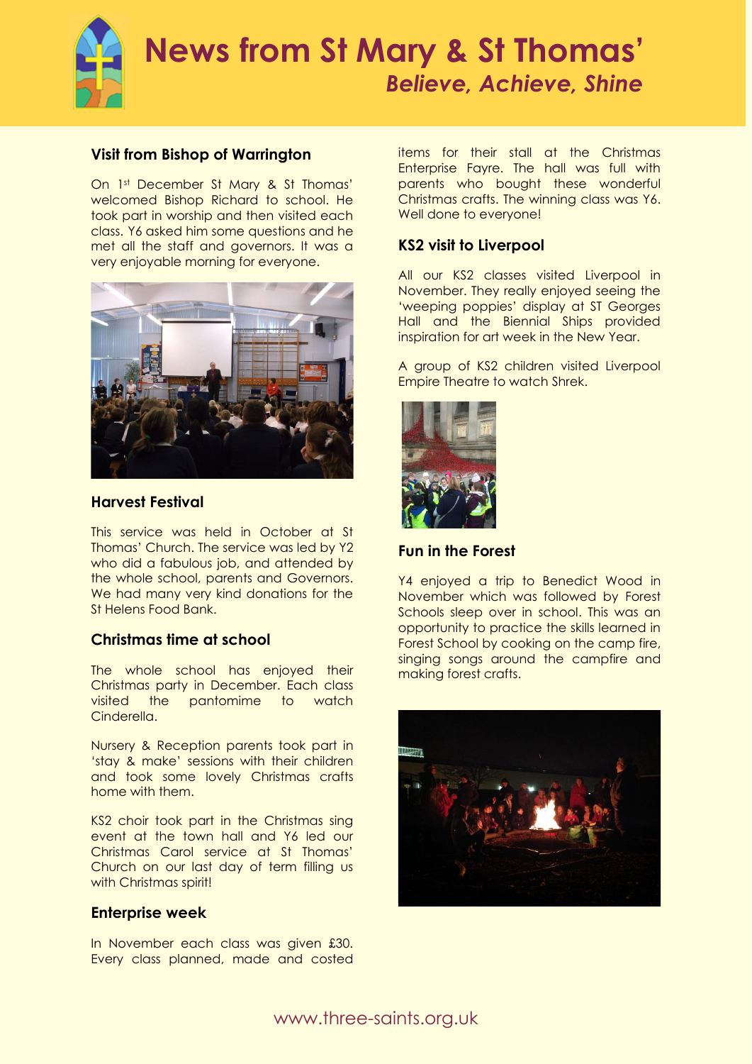# News from St Mary & St Thomas'

*Believe, Achieve, Shine*

### Visit from Bishop of Warrington

On 1st December St Mary & St Thomas' welcomed Bishop Richard to school. He took part in worship and then visited each class. Y6 asked him some questions and he met all the staff and governors. It was a very enjoyable morning for everyone.

### Harvest Festival

This service was held in October at St Thomas' Church. The service was led by Y2 who did a fabulous job, and attended by the whole school, parents and Governors. We had many very kind donations for the St Helens Food Bank.

### Christmas time at school

The whole school has enjoyed their Christmas party in December. Each class visited the pantomime to watch Cinderella.

Nursery & Reception parents took part in 'stay & make' sessions with their children and took some lovely Christmas crafts home with them.

KS2 choir took part in the Christmas sing event at the town hall and Y6 led our Christmas Carol service at St Thomas' Church on our last day of term filling us with Christmas spirit!

### Enterprise week

In November each class was given £30. Every class planned, made and costed items for their stall at the Christmas Enterprise Fayre. The hall was full with parents who bought these wonderful Christmas crafts. The winning class was Y6. Well done to everyone!

### KS2 visit to Liverpool

All our KS2 classes visited Liverpool in November. They really enjoyed seeing the 'weeping poppies' display at ST Georges Hall and the Biennial Ships provided inspiration for art week in the New Year.

A group of KS2 children visited Liverpool Empire Theatre to watch Shrek.

### Fun in the Forest

Y4 enjoyed a trip to Benedict Wood in November which was followed by Forest Schools sleep over in school. This was an opportunity to practice the skills learned in Forest School by cooking on the camp fire, singing songs around the campfire and making forest crafts.

www.three-saints.org.uk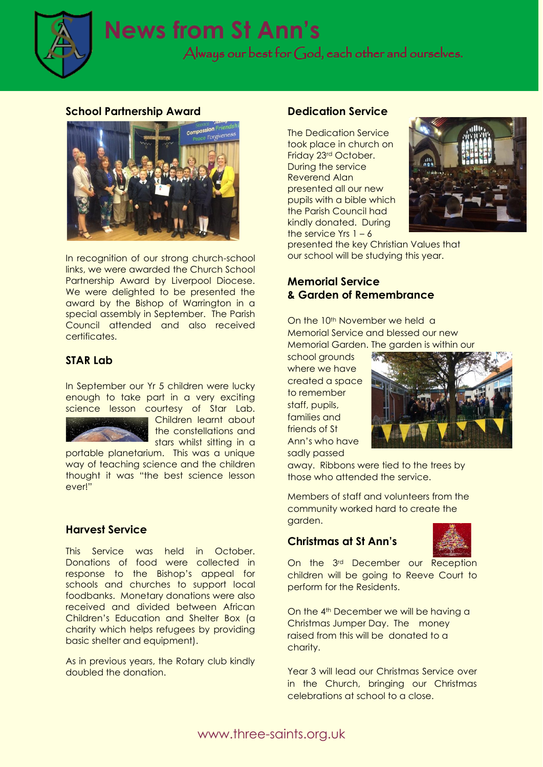# News from St Ann's

Always our best for God, each other and ourselves.

## School Partnership Award

In recognition of our strong church-school links, we were awarded the Church School Partnership Award by Liverpool Diocese. We were delighted to be presented the award by the Bishop of Warrington in a special assembly in September. The Parish Council attended and also received certificates.

## STAR Lab

In September our Yr 5 children were lucky enough to take part in a very exciting science lesson courtesy of Star Lab. Children learnt about the constellations and stars whilst sitting in a portable planetarium. This was a unique way of teaching science and the children thought it was "the best science lesson ever!"

## Harvest Service

This Service was held in October. Donations of food were collected in response to the Bishop's appeal for schools and churches to support local foodbanks. Monetary donations were also received and divided between African Children's Education and Shelter Box (a charity which helps refugees by providing basic shelter and equipment).

As in previous years, the Rotary club kindly doubled the donation.

## Dedication Service

The Dedication Service took place in church on Friday 23rd October. During the service Reverend Alan presented all our new pupils with a bible which the Parish Council had kindly donated. During the service Yrs 1 – 6 presented the key Christian Values that our school will be studying this year.

## Memorial Service & Garden of Remembrance

On the 10th November we held a Memorial Service and blessed our new Memorial Garden. The garden is within our school grounds where we have created a space to remember staff, pupils, families and friends of St Ann's who have sadly passed away. Ribbons were tied to the trees by those who attended the service.

Members of staff and volunteers from the community worked hard to create the garden.

## Christmas at St Ann's

On the 3rd December our Reception children will be going to Reeve Court to perform for the Residents.

On the 4th December we will be having a Christmas Jumper Day. The money raised from this will be donated to a charity.

Year 3 will lead our Christmas Service over in the Church, bringing our Christmas celebrations at school to a close.

www.three-saints.org.uk